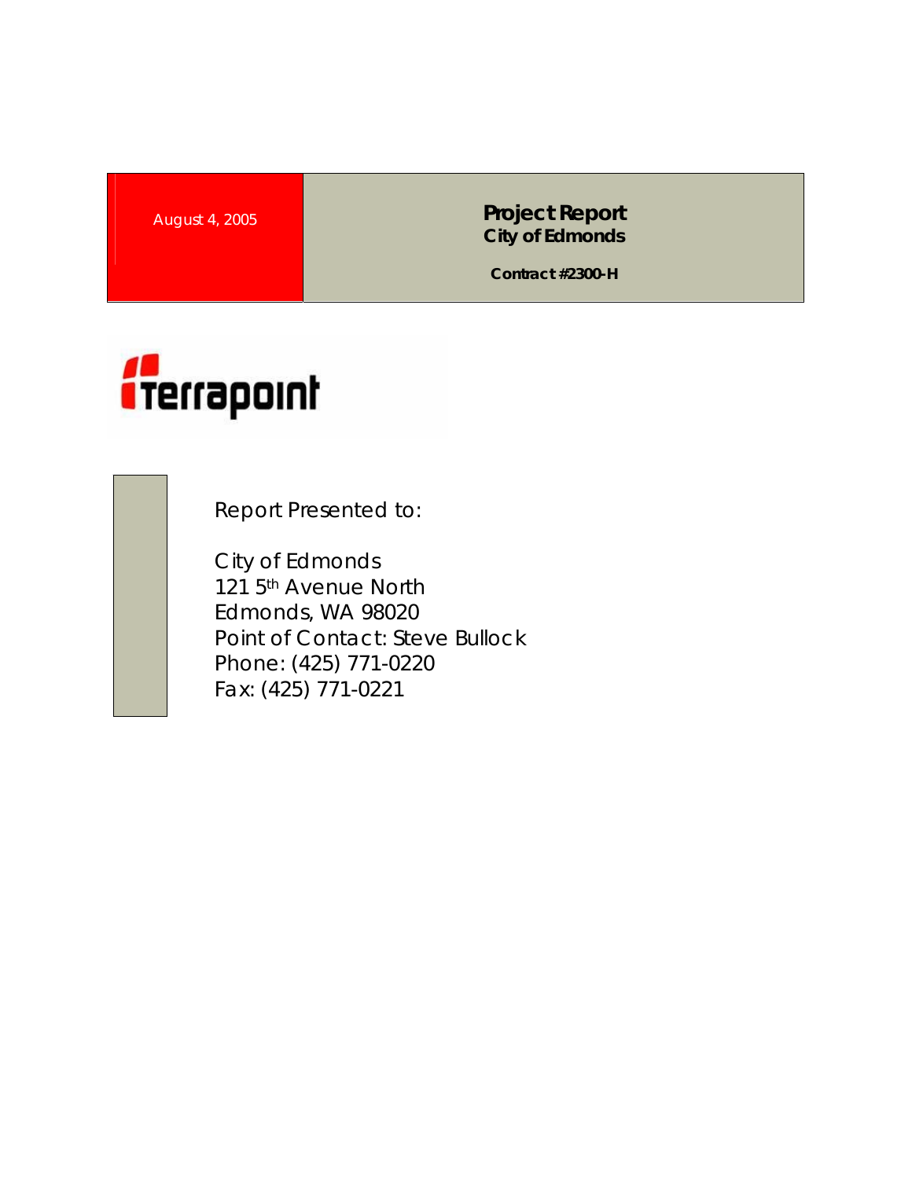August 4, 2005

# Project Report
## City of Edmonds

**Contract #2300-H**

Terrapoint

Report Presented to:

City of Edmonds
121 5th Avenue North
Edmonds, WA 98020
Point of Contact: Steve Bullock
Phone: (425) 771-0220
Fax: (425) 771-0221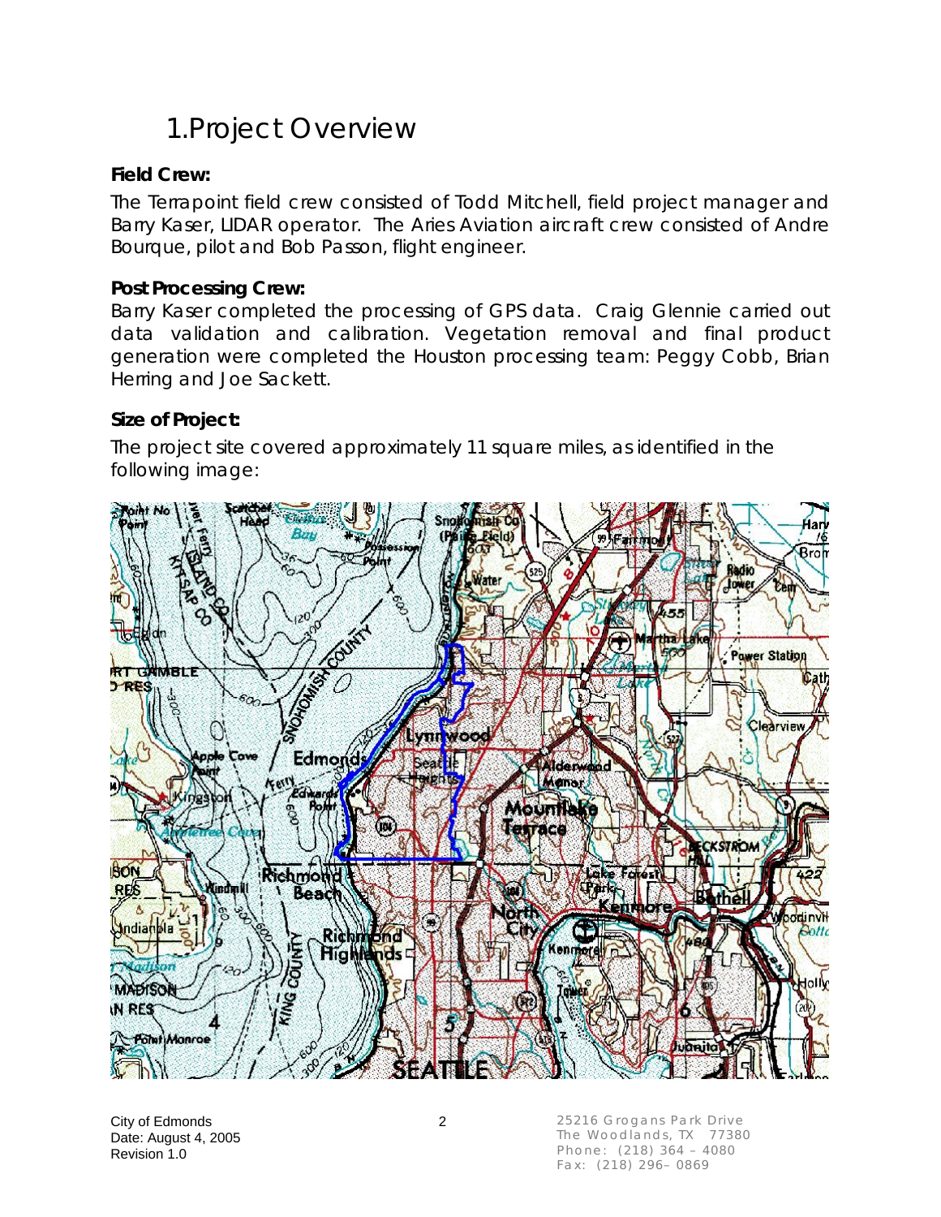# 1.Project Overview

**Field Crew:**

The Terrapoint field crew consisted of Todd Mitchell, field project manager and Barry Kaser, LIDAR operator. The Aries Aviation aircraft crew consisted of Andre Bourque, pilot and Bob Passon, flight engineer.

**Post Processing Crew:**

Barry Kaser completed the processing of GPS data. Craig Glennie carried out data validation and calibration. Vegetation removal and final product generation were completed the Houston processing team: Peggy Cobb, Brian Herring and Joe Sackett.

**Size of Project:**

The project site covered approximately 11 square miles, as identified in the following image: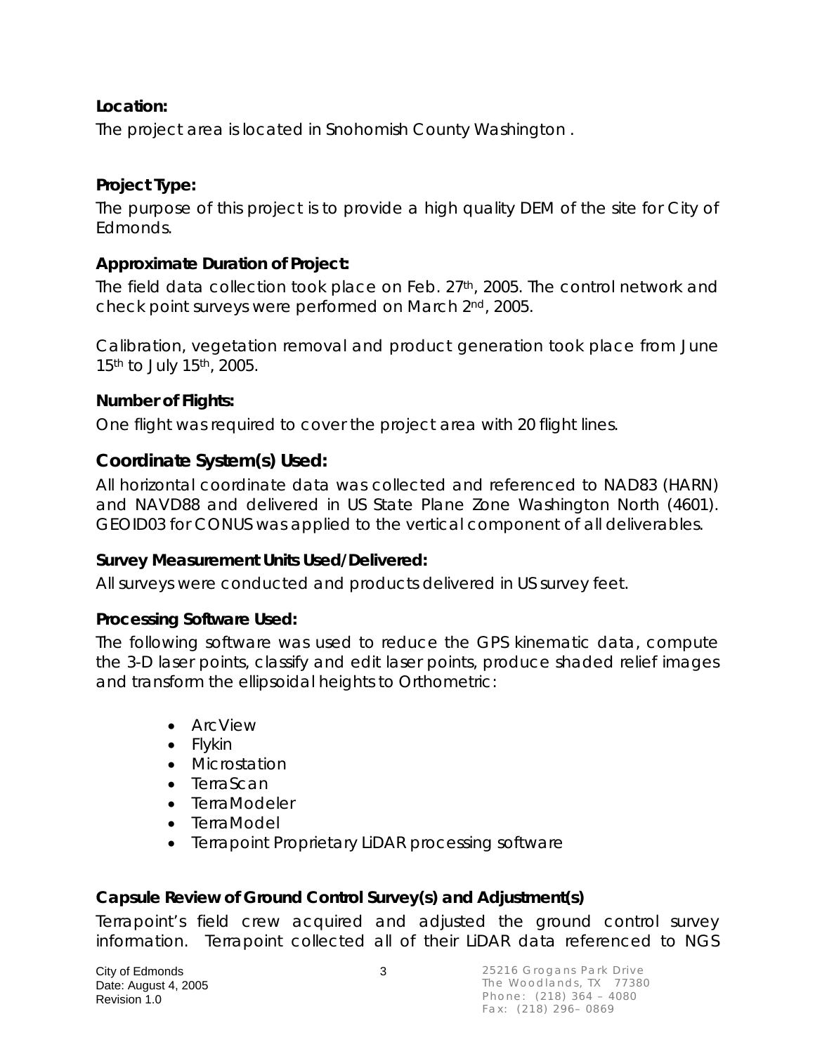**Location:**

The project area is located in Snohomish County Washington .

**Project Type:**

The purpose of this project is to provide a high quality DEM of the site for City of Edmonds.

**Approximate Duration of Project:**

The field data collection took place on Feb. 27th, 2005. The control network and check point surveys were performed on March 2nd, 2005.

Calibration, vegetation removal and product generation took place from June 15th to July 15th, 2005.

**Number of Flights:**

One flight was required to cover the project area with 20 flight lines.

## Coordinate System(s) Used:

All horizontal coordinate data was collected and referenced to NAD83 (HARN) and NAVD88 and delivered in US State Plane Zone Washington North (4601). GEOID03 for CONUS was applied to the vertical component of all deliverables.

**Survey Measurement Units Used/Delivered:**

All surveys were conducted and products delivered in US survey feet.

**Processing Software Used:**

The following software was used to reduce the GPS kinematic data, compute the 3-D laser points, classify and edit laser points, produce shaded relief images and transform the ellipsoidal heights to Orthometric:

- ArcView
- Flykin
- Microstation
- TerraScan
- TerraModeler
- TerraModel
- Terrapoint Proprietary LiDAR processing software

**Capsule Review of Ground Control Survey(s) and Adjustment(s)**

Terrapoint's field crew acquired and adjusted the ground control survey information. Terrapoint collected all of their LiDAR data referenced to NGS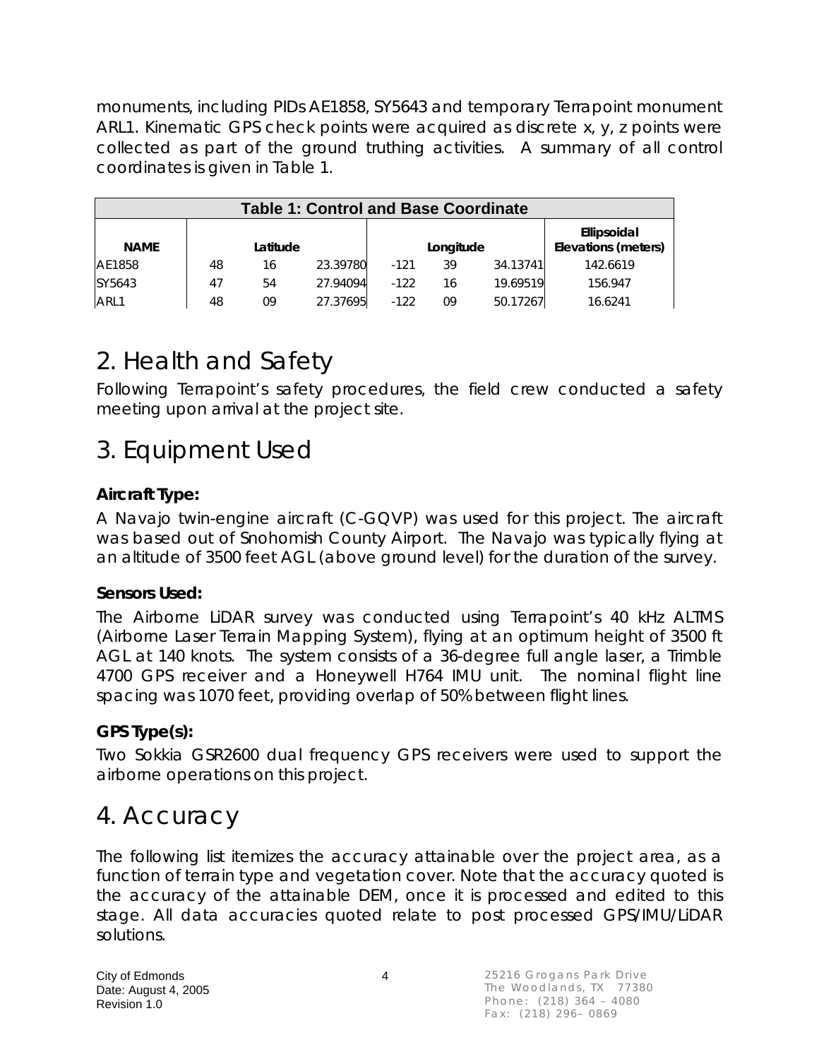monuments, including PIDs AE1858, SY5643 and temporary Terrapoint monument ARL1. Kinematic GPS check points were acquired as discrete x, y, z points were collected as part of the ground truthing activities. A summary of all control coordinates is given in Table 1.

| Table 1: Control and Base Coordinate | | | | | | | |
|---|---|---|---|---|---|---|---|
| **NAME** | **Latitude** | | | **Longitude** | | | **Ellipsoidal Elevations (meters)** |
| AE1858 | 48 | 16 | 23.39780 | -121 | 39 | 34.13741 | 142.6619 |
| SY5643 | 47 | 54 | 27.94094 | -122 | 16 | 19.69519 | 156.947 |
| ARL1 | 48 | 09 | 27.37695 | -122 | 09 | 50.17267 | 16.6241 |

# 2. Health and Safety

Following Terrapoint's safety procedures, the field crew conducted a safety meeting upon arrival at the project site.

# 3. Equipment Used

**Aircraft Type:**

A Navajo twin-engine aircraft (C-GQVP) was used for this project. The aircraft was based out of Snohomish County Airport. The Navajo was typically flying at an altitude of 3500 feet AGL (above ground level) for the duration of the survey.

**Sensors Used:**

The Airborne LiDAR survey was conducted using Terrapoint's 40 kHz ALTMS (Airborne Laser Terrain Mapping System), flying at an optimum height of 3500 ft AGL at 140 knots. The system consists of a 36-degree full angle laser, a Trimble 4700 GPS receiver and a Honeywell H764 IMU unit. The nominal flight line spacing was 1070 feet, providing overlap of 50% between flight lines.

**GPS Type(s):**

Two Sokkia GSR2600 dual frequency GPS receivers were used to support the airborne operations on this project.

# 4. Accuracy

The following list itemizes the accuracy attainable over the project area, as a function of terrain type and vegetation cover. Note that the accuracy quoted is the accuracy of the attainable DEM, once it is processed and edited to this stage. All data accuracies quoted relate to post processed GPS/IMU/LiDAR solutions.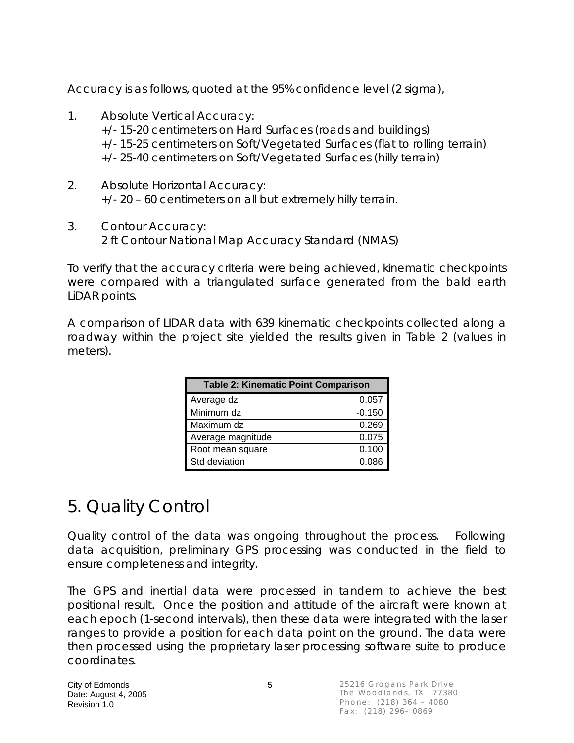Accuracy is as follows, quoted at the 95% confidence level (2 sigma),

1. Absolute Vertical Accuracy:
   +/- 15-20 centimeters on Hard Surfaces (roads and buildings)
   +/- 15-25 centimeters on Soft/Vegetated Surfaces (flat to rolling terrain)
   +/- 25-40 centimeters on Soft/Vegetated Surfaces (hilly terrain)

2. Absolute Horizontal Accuracy:
   +/- 20 – 60 centimeters on all but extremely hilly terrain.

3. Contour Accuracy:
   2 ft Contour National Map Accuracy Standard (NMAS)

To verify that the accuracy criteria were being achieved, kinematic checkpoints were compared with a triangulated surface generated from the bald earth LiDAR points.

A comparison of LIDAR data with 639 kinematic checkpoints collected along a roadway within the project site yielded the results given in Table 2 (values in meters).

| Table 2: Kinematic Point Comparison | |
|---|---|
| Average dz | 0.057 |
| Minimum dz | -0.150 |
| Maximum dz | 0.269 |
| Average magnitude | 0.075 |
| Root mean square | 0.100 |
| Std deviation | 0.086 |

# 5. Quality Control

Quality control of the data was ongoing throughout the process. Following data acquisition, preliminary GPS processing was conducted in the field to ensure completeness and integrity.

The GPS and inertial data were processed in tandem to achieve the best positional result. Once the position and attitude of the aircraft were known at each epoch (1-second intervals), then these data were integrated with the laser ranges to provide a position for each data point on the ground. The data were then processed using the proprietary laser processing software suite to produce coordinates.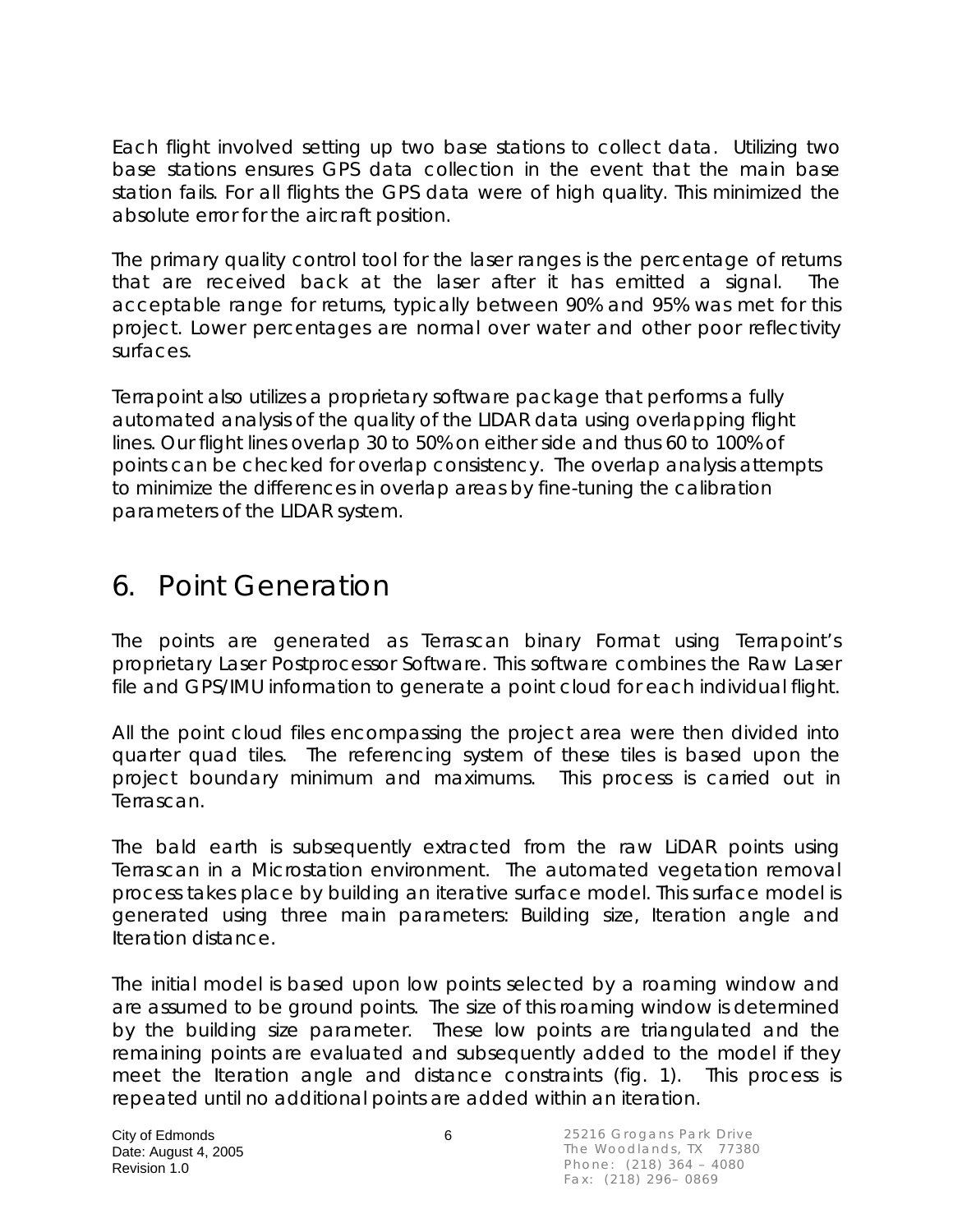Each flight involved setting up two base stations to collect data. Utilizing two base stations ensures GPS data collection in the event that the main base station fails. For all flights the GPS data were of high quality. This minimized the absolute error for the aircraft position.

The primary quality control tool for the laser ranges is the percentage of returns that are received back at the laser after it has emitted a signal. The acceptable range for returns, typically between 90% and 95% was met for this project. Lower percentages are normal over water and other poor reflectivity surfaces.

Terrapoint also utilizes a proprietary software package that performs a fully automated analysis of the quality of the LIDAR data using overlapping flight lines. Our flight lines overlap 30 to 50% on either side and thus 60 to 100% of points can be checked for overlap consistency. The overlap analysis attempts to minimize the differences in overlap areas by fine-tuning the calibration parameters of the LIDAR system.

# 6. Point Generation

The points are generated as Terrascan binary Format using Terrapoint's proprietary Laser Postprocessor Software. This software combines the Raw Laser file and GPS/IMU information to generate a point cloud for each individual flight.

All the point cloud files encompassing the project area were then divided into quarter quad tiles. The referencing system of these tiles is based upon the project boundary minimum and maximums. This process is carried out in Terrascan.

The bald earth is subsequently extracted from the raw LiDAR points using Terrascan in a Microstation environment. The automated vegetation removal process takes place by building an iterative surface model. This surface model is generated using three main parameters: Building size, Iteration angle and Iteration distance.

The initial model is based upon low points selected by a roaming window and are assumed to be ground points. The size of this roaming window is determined by the building size parameter. These low points are triangulated and the remaining points are evaluated and subsequently added to the model if they meet the Iteration angle and distance constraints (fig. 1). This process is repeated until no additional points are added within an iteration.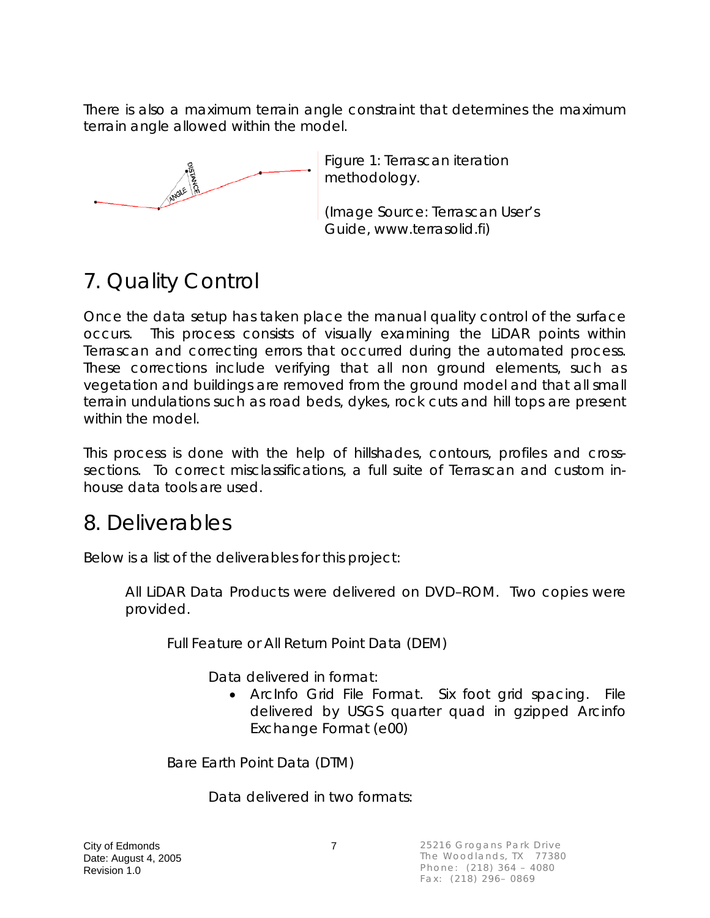There is also a maximum terrain angle constraint that determines the maximum terrain angle allowed within the model.

Figure 1: Terrascan iteration methodology.

(Image Source: Terrascan User's Guide, www.terrasolid.fi)

# 7. Quality Control

Once the data setup has taken place the manual quality control of the surface occurs. This process consists of visually examining the LiDAR points within Terrascan and correcting errors that occurred during the automated process. These corrections include verifying that all non ground elements, such as vegetation and buildings are removed from the ground model and that all small terrain undulations such as road beds, dykes, rock cuts and hill tops are present within the model.

This process is done with the help of hillshades, contours, profiles and cross-sections. To correct misclassifications, a full suite of Terrascan and custom in-house data tools are used.

# 8. Deliverables

Below is a list of the deliverables for this project:

All LiDAR Data Products were delivered on DVD–ROM. Two copies were provided.

Full Feature or All Return Point Data (DEM)

Data delivered in format:

- ArcInfo Grid File Format. Six foot grid spacing. File delivered by USGS quarter quad in gzipped Arcinfo Exchange Format (e00)

Bare Earth Point Data (DTM)

Data delivered in two formats: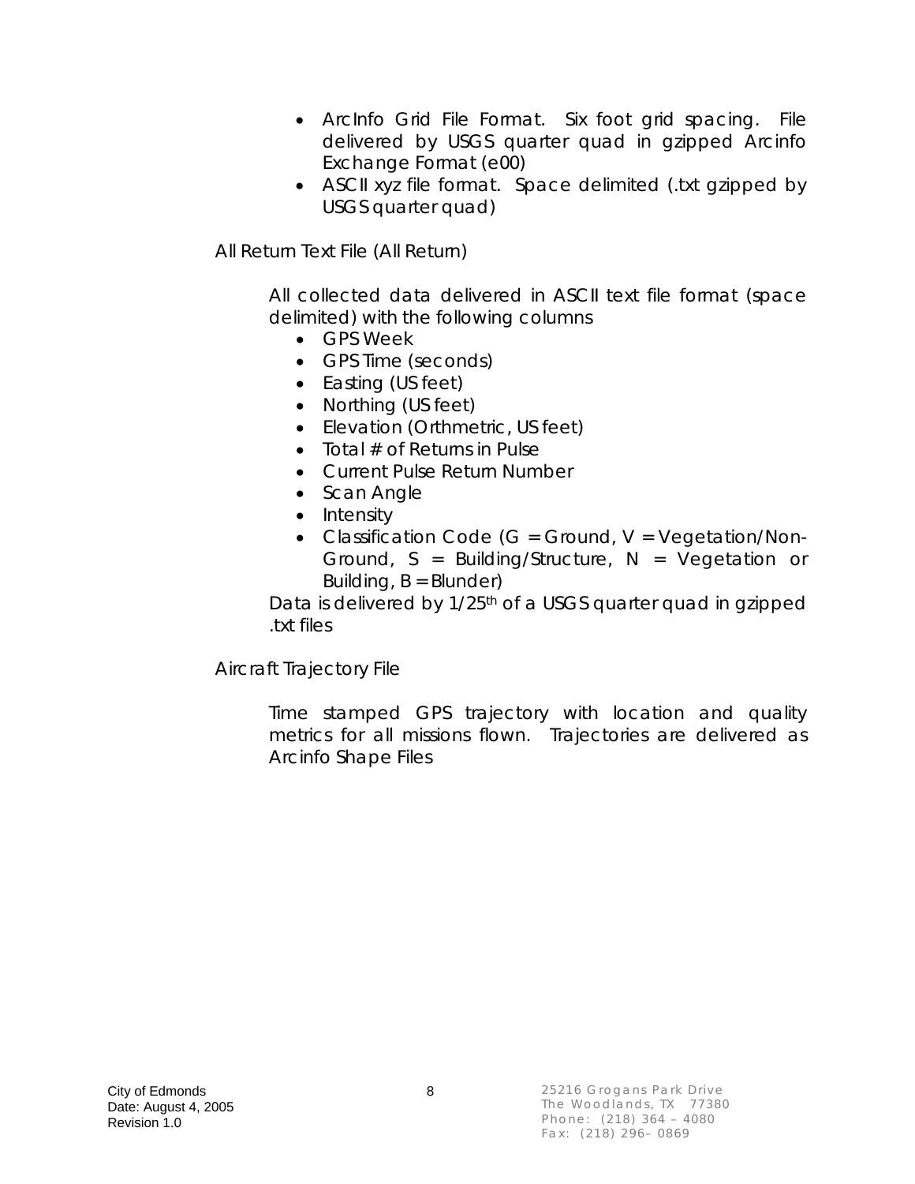- ArcInfo Grid File Format. Six foot grid spacing. File delivered by USGS quarter quad in gzipped Arcinfo Exchange Format (e00)
- ASCII xyz file format. Space delimited (.txt gzipped by USGS quarter quad)

All Return Text File (All Return)

All collected data delivered in ASCII text file format (space delimited) with the following columns

- GPS Week
- GPS Time (seconds)
- Easting (US feet)
- Northing (US feet)
- Elevation (Orthmetric, US feet)
- Total # of Returns in Pulse
- Current Pulse Return Number
- Scan Angle
- Intensity
- Classification Code (G = Ground, V = Vegetation/Non-Ground, S = Building/Structure, N = Vegetation or Building, B = Blunder)

Data is delivered by 1/25th of a USGS quarter quad in gzipped .txt files

Aircraft Trajectory File

Time stamped GPS trajectory with location and quality metrics for all missions flown. Trajectories are delivered as Arcinfo Shape Files